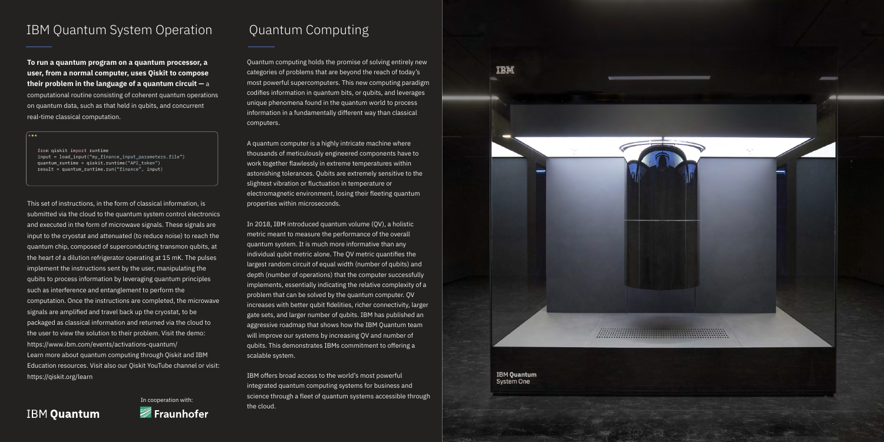## IBM Quantum System Operation

**To run a quantum program on a quantum processor, a user, from a normal computer, uses Qiskit to compose their problem in the language of a quantum circuit —** a computational routine consisting of coherent quantum operations on quantum data, such as that held in qubits, and concurrent real-time classical computation.

```
from qiskit import runtime
input = load_input("my_finance_input_parameters.file")
quantum_runtime = qiskit.runtime("API_token")
result = quantum_runtime.run("finance", input)
```

This set of instructions, in the form of classical information, is submitted via the cloud to the quantum system control electronics and executed in the form of microwave signals. These signals are input to the cryostat and attenuated (to reduce noise) to reach the quantum chip, composed of superconducting transmon qubits, at the heart of a dilution refrigerator operating at 15 mK. The pulses implement the instructions sent by the user, manipulating the qubits to process information by leveraging quantum principles such as interference and entanglement to perform the computation. Once the instructions are completed, the microwave signals are amplified and travel back up the cryostat, to be packaged as classical information and returned via the cloud to the user to view the solution to their problem. Visit the demo: https://www.ibm.com/events/activations-quantum/
Learn more about quantum computing through Qiskit and IBM Education resources. Visit also our Qiskit YouTube channel or visit: https://qiskit.org/learn

IBM **Quantum**

In cooperation with: Fraunhofer

## Quantum Computing

Quantum computing holds the promise of solving entirely new categories of problems that are beyond the reach of today's most powerful supercomputers. This new computing paradigm codifies information in quantum bits, or qubits, and leverages unique phenomena found in the quantum world to process information in a fundamentally different way than classical computers.

A quantum computer is a highly intricate machine where thousands of meticulously engineered components have to work together flawlessly in extreme temperatures within astonishing tolerances. Qubits are extremely sensitive to the slightest vibration or fluctuation in temperature or electromagnetic environment, losing their fleeting quantum properties within microseconds.

In 2018, IBM introduced quantum volume (QV), a holistic metric meant to measure the performance of the overall quantum system. It is much more informative than any individual qubit metric alone. The QV metric quantifies the largest random circuit of equal width (number of qubits) and depth (number of operations) that the computer successfully implements, essentially indicating the relative complexity of a problem that can be solved by the quantum computer. QV increases with better qubit fidelities, richer connectivity, larger gate sets, and larger number of qubits. IBM has published an aggressive roadmap that shows how the IBM Quantum team will improve our systems by increasing QV and number of qubits. This demonstrates IBMs commitment to offering a scalable system.

IBM offers broad access to the world's most powerful integrated quantum computing systems for business and science through a fleet of quantum systems accessible through the cloud.

IBM

IBM **Quantum**
System One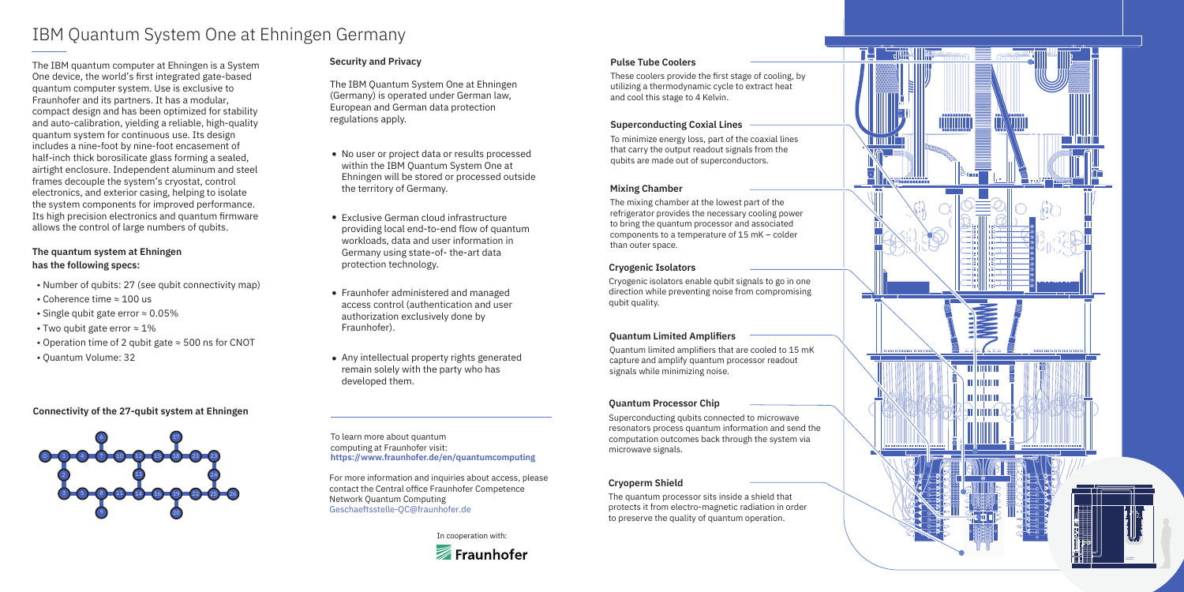# IBM Quantum System One at Ehningen Germany

The IBM quantum computer at Ehningen is a System One device, the world's first integrated gate-based quantum computer system. Use is exclusive to Fraunhofer and its partners. It has a modular, compact design and has been optimized for stability and auto-calibration, yielding a reliable, high-quality quantum system for continuous use. Its design includes a nine-foot by nine-foot encasement of half-inch thick borosilicate glass forming a sealed, airtight enclosure. Independent aluminum and steel frames decouple the system's cryostat, control electronics, and exterior casing, helping to isolate the system components for improved performance. Its high precision electronics and quantum firmware allows the control of large numbers of qubits.

### The quantum system at Ehningen has the following specs:

- Number of qubits: 27 (see qubit connectivity map)
- Coherence time ≈ 100 us
- Single qubit gate error ≈ 0.05%
- Two qubit gate error ≈ 1%
- Operation time of 2 qubit gate ≈ 500 ns for CNOT
- Quantum Volume: 32

### Connectivity of the 27-qubit system at Ehningen

0 1 4 7 10 12 15 18 21 23
6 17
2 13 24
3 5 8 11 14 16 19 22 25 26
9 20

### Security and Privacy

The IBM Quantum System One at Ehningen (Germany) is operated under German law, European and German data protection regulations apply.

- No user or project data or results processed within the IBM Quantum System One at Ehningen will be stored or processed outside the territory of Germany.
- Exclusive German cloud infrastructure providing local end-to-end flow of quantum workloads, data and user information in Germany using state-of- the-art data protection technology.
- Fraunhofer administered and managed access control (authentication and user authorization exclusively done by Fraunhofer).
- Any intellectual property rights generated remain solely with the party who has developed them.

To learn more about quantum computing at Fraunhofer visit:
**https://www.fraunhofer.de/en/quantumcomputing**

For more information and inquiries about access, please contact the Central office Fraunhofer Competence Network Quantum Computing
Geschaeftsstelle-QC@fraunhofer.de

In cooperation with:
Fraunhofer

### Pulse Tube Coolers

These coolers provide the first stage of cooling, by utilizing a thermodynamic cycle to extract heat and cool this stage to 4 Kelvin.

### Superconducting Coxial Lines

To minimize energy loss, part of the coaxial lines that carry the output readout signals from the qubits are made out of superconductors.

### Mixing Chamber

The mixing chamber at the lowest part of the refrigerator provides the necessary cooling power to bring the quantum processor and associated components to a temperature of 15 mK – colder than outer space.

### Cryogenic Isolators

Cryogenic isolators enable qubit signals to go in one direction while preventing noise from compromising qubit quality.

### Quantum Limited Amplifiers

Quantum limited amplifiers that are cooled to 15 mK capture and amplify quantum processor readout signals while minimizing noise.

### Quantum Processor Chip

Superconducting qubits connected to microwave resonators process quantum information and send the computation outcomes back through the system via microwave signals.

### Cryoperm Shield

The quantum processor sits inside a shield that protects it from electro-magnetic radiation in order to preserve the quality of quantum operation.